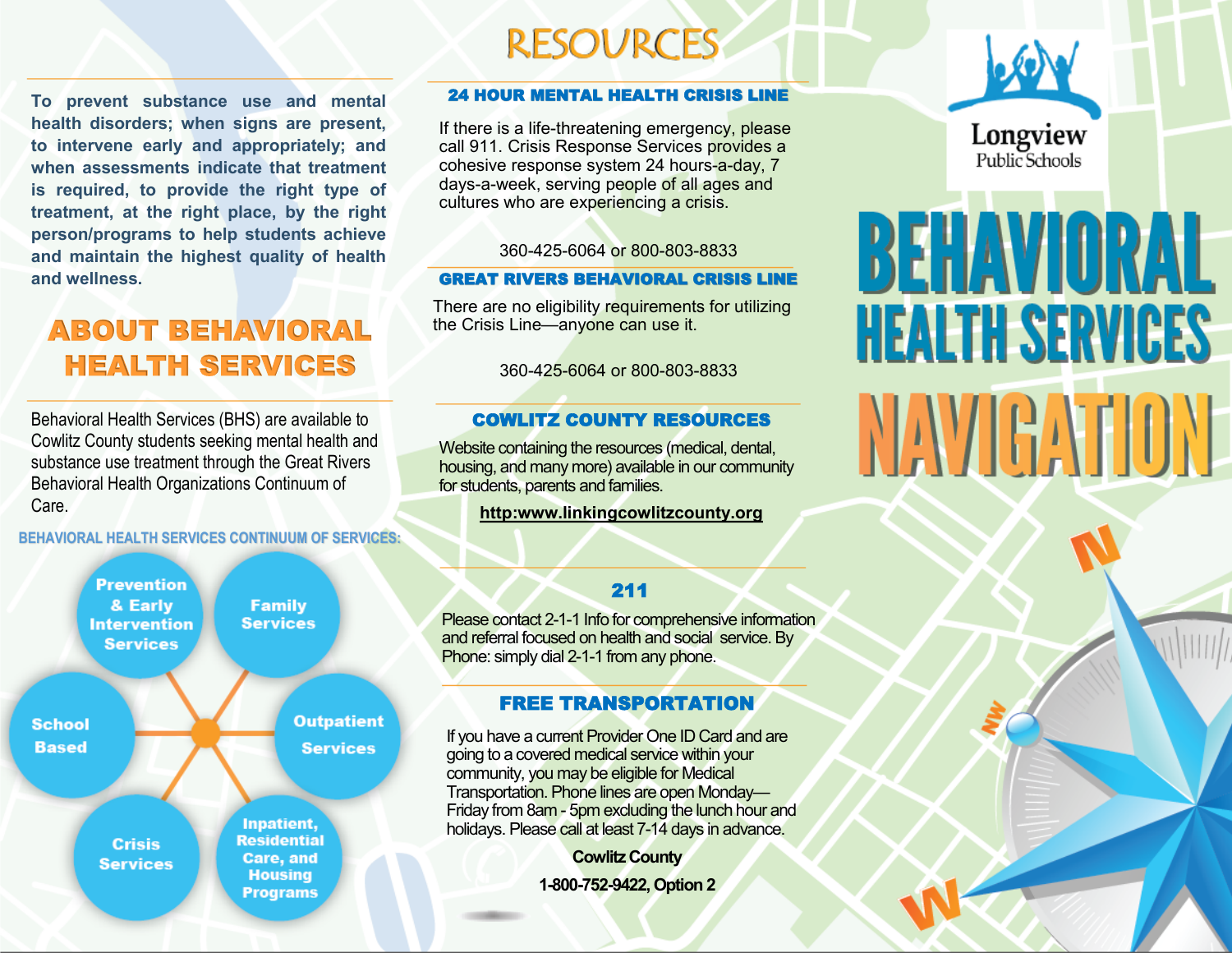# BEHAVIORAL HEALTH SERVICES NAVIGATION

Longview Public Schools

**To prevent substance use and mental health disorders; when signs are present, to intervene early and appropriately; and when assessments indicate that treatment is required, to provide the right type of treatment, at the right place, by the right person/programs to help students achieve and maintain the highest quality of health and wellness.**

## ABOUT BEHAVIORAL HEALTH SERVICES

Behavioral Health Services (BHS) are available to Cowlitz County students seeking mental health and substance use treatment through the Great Rivers Behavioral Health Organizations Continuum of Care.

### BEHAVIORAL HEALTH SERVICES CONTINUUM OF SERVICES:

- Prevention & Early Intervention Services
- Family Services
- Outpatient Services
- Inpatient, Residential Care, and Housing Programs
- Crisis Services
- School Based

## RESOURCES

### 24 HOUR MENTAL HEALTH CRISIS LINE

If there is a life-threatening emergency, please call 911. Crisis Response Services provides a cohesive response system 24 hours-a-day, 7 days-a-week, serving people of all ages and cultures who are experiencing a crisis.

360-425-6064 or 800-803-8833

### GREAT RIVERS BEHAVIORAL CRISIS LINE

There are no eligibility requirements for utilizing the Crisis Line—anyone can use it.

360-425-6064 or 800-803-8833

### COWLITZ COUNTY RESOURCES

Website containing the resources (medical, dental, housing, and many more) available in our community for students, parents and families.

**http:www.linkingcowlitzcounty.org**

### 211

Please contact 2-1-1 Info for comprehensive information and referral focused on health and social service. By Phone: simply dial 2-1-1 from any phone.

### FREE TRANSPORTATION

If you have a current Provider One ID Card and are going to a covered medical service within your community, you may be eligible for Medical Transportation. Phone lines are open Monday—Friday from 8am - 5pm excluding the lunch hour and holidays. Please call at least 7-14 days in advance.

**Cowlitz County**

**1-800-752-9422, Option 2**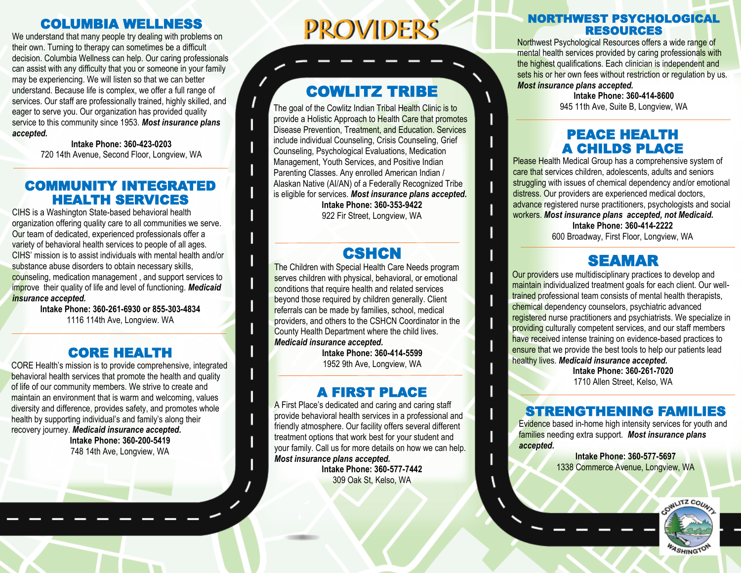# PROVIDERS

## COLUMBIA WELLNESS

We understand that many people try dealing with problems on their own. Turning to therapy can sometimes be a difficult decision. Columbia Wellness can help. Our caring professionals can assist with any difficulty that you or someone in your family may be experiencing. We will listen so that we can better understand. Because life is complex, we offer a full range of services. Our staff are professionally trained, highly skilled, and eager to serve you. Our organization has provided quality service to this community since 1953. ***Most insurance plans accepted.***

**Intake Phone: 360-423-0203**
720 14th Avenue, Second Floor, Longview, WA

## COMMUNITY INTEGRATED HEALTH SERVICES

CIHS is a Washington State-based behavioral health organization offering quality care to all communities we serve. Our team of dedicated, experienced professionals offer a variety of behavioral health services to people of all ages. CIHS' mission is to assist individuals with mental health and/or substance abuse disorders to obtain necessary skills, counseling, medication management , and support services to improve their quality of life and level of functioning. ***Medicaid insurance accepted.***

**Intake Phone: 360-261-6930 or 855-303-4834**
1116 114th Ave, Longview. WA

## CORE HEALTH

CORE Health's mission is to provide comprehensive, integrated behavioral health services that promote the health and quality of life of our community members. We strive to create and maintain an environment that is warm and welcoming, values diversity and difference, provides safety, and promotes whole health by supporting individual's and family's along their recovery journey. ***Medicaid insurance accepted.***

**Intake Phone: 360-200-5419**
748 14th Ave, Longview, WA

## COWLITZ TRIBE

The goal of the Cowlitz Indian Tribal Health Clinic is to provide a Holistic Approach to Health Care that promotes Disease Prevention, Treatment, and Education. Services include individual Counseling, Crisis Counseling, Grief Counseling, Psychological Evaluations, Medication Management, Youth Services, and Positive Indian Parenting Classes. Any enrolled American Indian / Alaskan Native (AI/AN) of a Federally Recognized Tribe is eligible for services. ***Most insurance plans accepted.***

**Intake Phone: 360-353-9422**
922 Fir Street, Longview, WA

## CSHCN

The Children with Special Health Care Needs program serves children with physical, behavioral, or emotional conditions that require health and related services beyond those required by children generally. Client referrals can be made by families, school, medical providers, and others to the CSHCN Coordinator in the County Health Department where the child lives. ***Medicaid insurance accepted.***

**Intake Phone: 360-414-5599**
1952 9th Ave, Longview, WA

## A FIRST PLACE

A First Place's dedicated and caring and caring staff provide behavioral health services in a professional and friendly atmosphere. Our facility offers several different treatment options that work best for your student and your family. Call us for more details on how we can help. ***Most insurance plans accepted.***

**Intake Phone: 360-577-7442**
309 Oak St, Kelso, WA

## NORTHWEST PSYCHOLOGICAL RESOURCES

Northwest Psychological Resources offers a wide range of mental health services provided by caring professionals with the highest qualifications. Each clinician is independent and sets his or her own fees without restriction or regulation by us. ***Most insurance plans accepted.***

**Intake Phone: 360-414-8600**
945 11th Ave, Suite B, Longview, WA

## PEACE HEALTH A CHILDS PLACE

Please Health Medical Group has a comprehensive system of care that services children, adolescents, adults and seniors struggling with issues of chemical dependency and/or emotional distress. Our providers are experienced medical doctors, advance registered nurse practitioners, psychologists and social workers. ***Most insurance plans accepted, not Medicaid.***

**Intake Phone: 360-414-2222**
600 Broadway, First Floor, Longview, WA

## SEAMAR

Our providers use multidisciplinary practices to develop and maintain individualized treatment goals for each client. Our well-trained professional team consists of mental health therapists, chemical dependency counselors, psychiatric advanced registered nurse practitioners and psychiatrists. We specialize in providing culturally competent services, and our staff members have received intense training on evidence-based practices to ensure that we provide the best tools to help our patients lead healthy lives. ***Medicaid insurance accepted.***

**Intake Phone: 360-261-7020**
1710 Allen Street, Kelso, WA

## STRENGTHENING FAMILIES

Evidence based in-home high intensity services for youth and families needing extra support. ***Most insurance plans accepted.***

**Intake Phone: 360-577-5697**
1338 Commerce Avenue, Longview, WA

COWLITZ COUNTY WASHINGTON